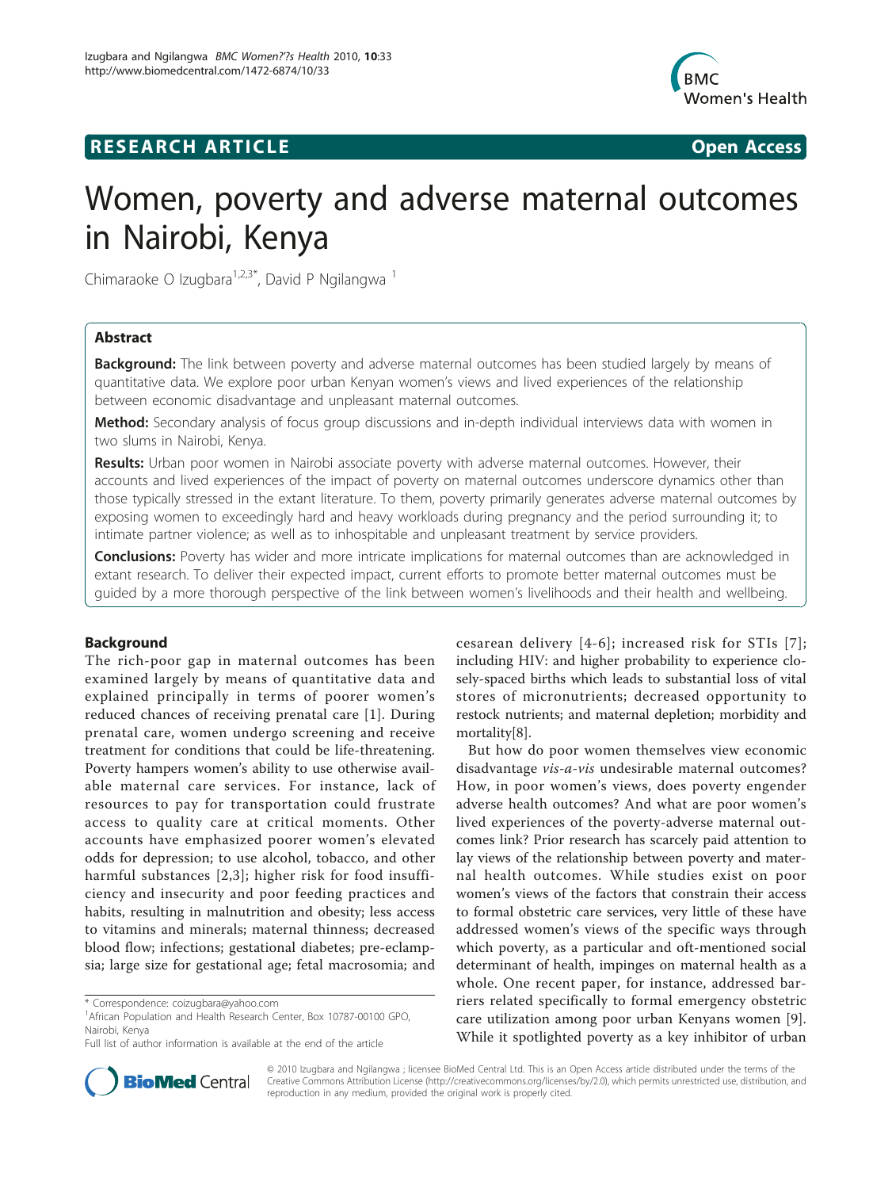**RESEARCH ARTICLE** **Open Access**

# Women, poverty and adverse maternal outcomes in Nairobi, Kenya

Chimaraoke O Izugbara[1,2,3*], David P Ngilangwa [1]

## Abstract

**Background:** The link between poverty and adverse maternal outcomes has been studied largely by means of quantitative data. We explore poor urban Kenyan women's views and lived experiences of the relationship between economic disadvantage and unpleasant maternal outcomes.

**Method:** Secondary analysis of focus group discussions and in-depth individual interviews data with women in two slums in Nairobi, Kenya.

**Results:** Urban poor women in Nairobi associate poverty with adverse maternal outcomes. However, their accounts and lived experiences of the impact of poverty on maternal outcomes underscore dynamics other than those typically stressed in the extant literature. To them, poverty primarily generates adverse maternal outcomes by exposing women to exceedingly hard and heavy workloads during pregnancy and the period surrounding it; to intimate partner violence; as well as to inhospitable and unpleasant treatment by service providers.

**Conclusions:** Poverty has wider and more intricate implications for maternal outcomes than are acknowledged in extant research. To deliver their expected impact, current efforts to promote better maternal outcomes must be guided by a more thorough perspective of the link between women's livelihoods and their health and wellbeing.

## Background

The rich-poor gap in maternal outcomes has been examined largely by means of quantitative data and explained principally in terms of poorer women's reduced chances of receiving prenatal care [1]. During prenatal care, women undergo screening and receive treatment for conditions that could be life-threatening. Poverty hampers women's ability to use otherwise available maternal care services. For instance, lack of resources to pay for transportation could frustrate access to quality care at critical moments. Other accounts have emphasized poorer women's elevated odds for depression; to use alcohol, tobacco, and other harmful substances [2,3]; higher risk for food insufficiency and insecurity and poor feeding practices and habits, resulting in malnutrition and obesity; less access to vitamins and minerals; maternal thinness; decreased blood flow; infections; gestational diabetes; pre-eclampsia; large size for gestational age; fetal macrosomia; and cesarean delivery [4-6]; increased risk for STIs [7]; including HIV: and higher probability to experience closely-spaced births which leads to substantial loss of vital stores of micronutrients; decreased opportunity to restock nutrients; and maternal depletion; morbidity and mortality[8].

But how do poor women themselves view economic disadvantage *vis-a-vis* undesirable maternal outcomes? How, in poor women's views, does poverty engender adverse health outcomes? And what are poor women's lived experiences of the poverty-adverse maternal outcomes link? Prior research has scarcely paid attention to lay views of the relationship between poverty and maternal health outcomes. While studies exist on poor women's views of the factors that constrain their access to formal obstetric care services, very little of these have addressed women's views of the specific ways through which poverty, as a particular and oft-mentioned social determinant of health, impinges on maternal health as a whole. One recent paper, for instance, addressed barriers related specifically to formal emergency obstetric care utilization among poor urban Kenyans women [9]. While it spotlighted poverty as a key inhibitor of urban

\* Correspondence: coizugbara@yahoo.com
[1]African Population and Health Research Center, Box 10787-00100 GPO, Nairobi, Kenya
Full list of author information is available at the end of the article

© 2010 Izugbara and Ngilangwa ; licensee BioMed Central Ltd. This is an Open Access article distributed under the terms of the Creative Commons Attribution License (http://creativecommons.org/licenses/by/2.0), which permits unrestricted use, distribution, and reproduction in any medium, provided the original work is properly cited.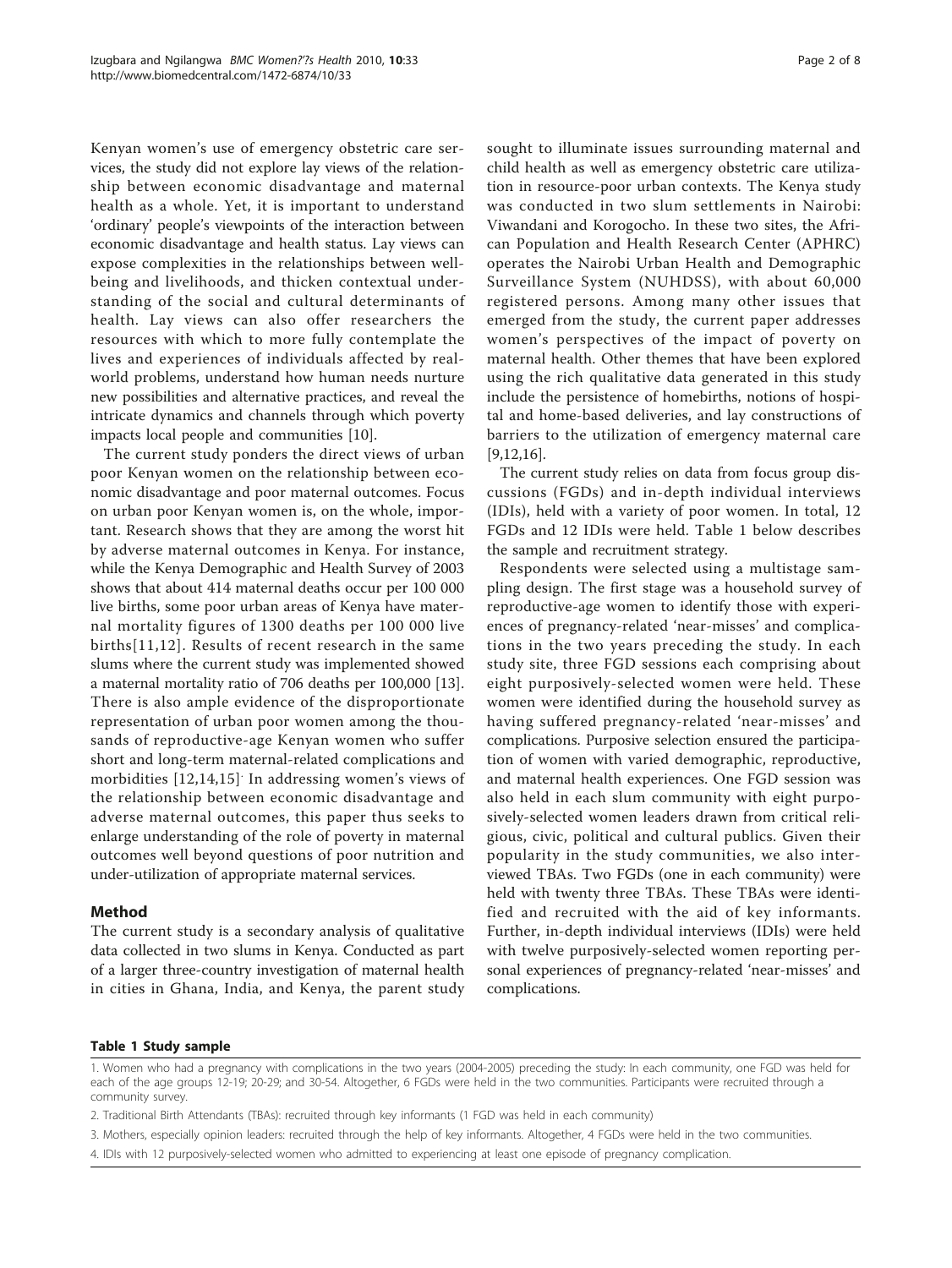Kenyan women's use of emergency obstetric care services, the study did not explore lay views of the relationship between economic disadvantage and maternal health as a whole. Yet, it is important to understand 'ordinary' people's viewpoints of the interaction between economic disadvantage and health status. Lay views can expose complexities in the relationships between wellbeing and livelihoods, and thicken contextual understanding of the social and cultural determinants of health. Lay views can also offer researchers the resources with which to more fully contemplate the lives and experiences of individuals affected by real-world problems, understand how human needs nurture new possibilities and alternative practices, and reveal the intricate dynamics and channels through which poverty impacts local people and communities [10].

The current study ponders the direct views of urban poor Kenyan women on the relationship between economic disadvantage and poor maternal outcomes. Focus on urban poor Kenyan women is, on the whole, important. Research shows that they are among the worst hit by adverse maternal outcomes in Kenya. For instance, while the Kenya Demographic and Health Survey of 2003 shows that about 414 maternal deaths occur per 100 000 live births, some poor urban areas of Kenya have maternal mortality figures of 1300 deaths per 100 000 live births[11,12]. Results of recent research in the same slums where the current study was implemented showed a maternal mortality ratio of 706 deaths per 100,000 [13]. There is also ample evidence of the disproportionate representation of urban poor women among the thousands of reproductive-age Kenyan women who suffer short and long-term maternal-related complications and morbidities [12,14,15]. In addressing women's views of the relationship between economic disadvantage and adverse maternal outcomes, this paper thus seeks to enlarge understanding of the role of poverty in maternal outcomes well beyond questions of poor nutrition and under-utilization of appropriate maternal services.

## Method

The current study is a secondary analysis of qualitative data collected in two slums in Kenya. Conducted as part of a larger three-country investigation of maternal health in cities in Ghana, India, and Kenya, the parent study sought to illuminate issues surrounding maternal and child health as well as emergency obstetric care utilization in resource-poor urban contexts. The Kenya study was conducted in two slum settlements in Nairobi: Viwandani and Korogocho. In these two sites, the African Population and Health Research Center (APHRC) operates the Nairobi Urban Health and Demographic Surveillance System (NUHDSS), with about 60,000 registered persons. Among many other issues that emerged from the study, the current paper addresses women's perspectives of the impact of poverty on maternal health. Other themes that have been explored using the rich qualitative data generated in this study include the persistence of homebirths, notions of hospital and home-based deliveries, and lay constructions of barriers to the utilization of emergency maternal care [9,12,16].

The current study relies on data from focus group discussions (FGDs) and in-depth individual interviews (IDIs), held with a variety of poor women. In total, 12 FGDs and 12 IDIs were held. Table 1 below describes the sample and recruitment strategy.

Respondents were selected using a multistage sampling design. The first stage was a household survey of reproductive-age women to identify those with experiences of pregnancy-related 'near-misses' and complications in the two years preceding the study. In each study site, three FGD sessions each comprising about eight purposively-selected women were held. These women were identified during the household survey as having suffered pregnancy-related 'near-misses' and complications. Purposive selection ensured the participation of women with varied demographic, reproductive, and maternal health experiences. One FGD session was also held in each slum community with eight purposively-selected women leaders drawn from critical religious, civic, political and cultural publics. Given their popularity in the study communities, we also interviewed TBAs. Two FGDs (one in each community) were held with twenty three TBAs. These TBAs were identified and recruited with the aid of key informants. Further, in-depth individual interviews (IDIs) were held with twelve purposively-selected women reporting personal experiences of pregnancy-related 'near-misses' and complications.

**Table 1 Study sample**

|  |
|---|
| 1. Women who had a pregnancy with complications in the two years (2004-2005) preceding the study: In each community, one FGD was held for each of the age groups 12-19; 20-29; and 30-54. Altogether, 6 FGDs were held in the two communities. Participants were recruited through a community survey. |
| 2. Traditional Birth Attendants (TBAs): recruited through key informants (1 FGD was held in each community) |
| 3. Mothers, especially opinion leaders: recruited through the help of key informants. Altogether, 4 FGDs were held in the two communities. |
| 4. IDIs with 12 purposively-selected women who admitted to experiencing at least one episode of pregnancy complication. |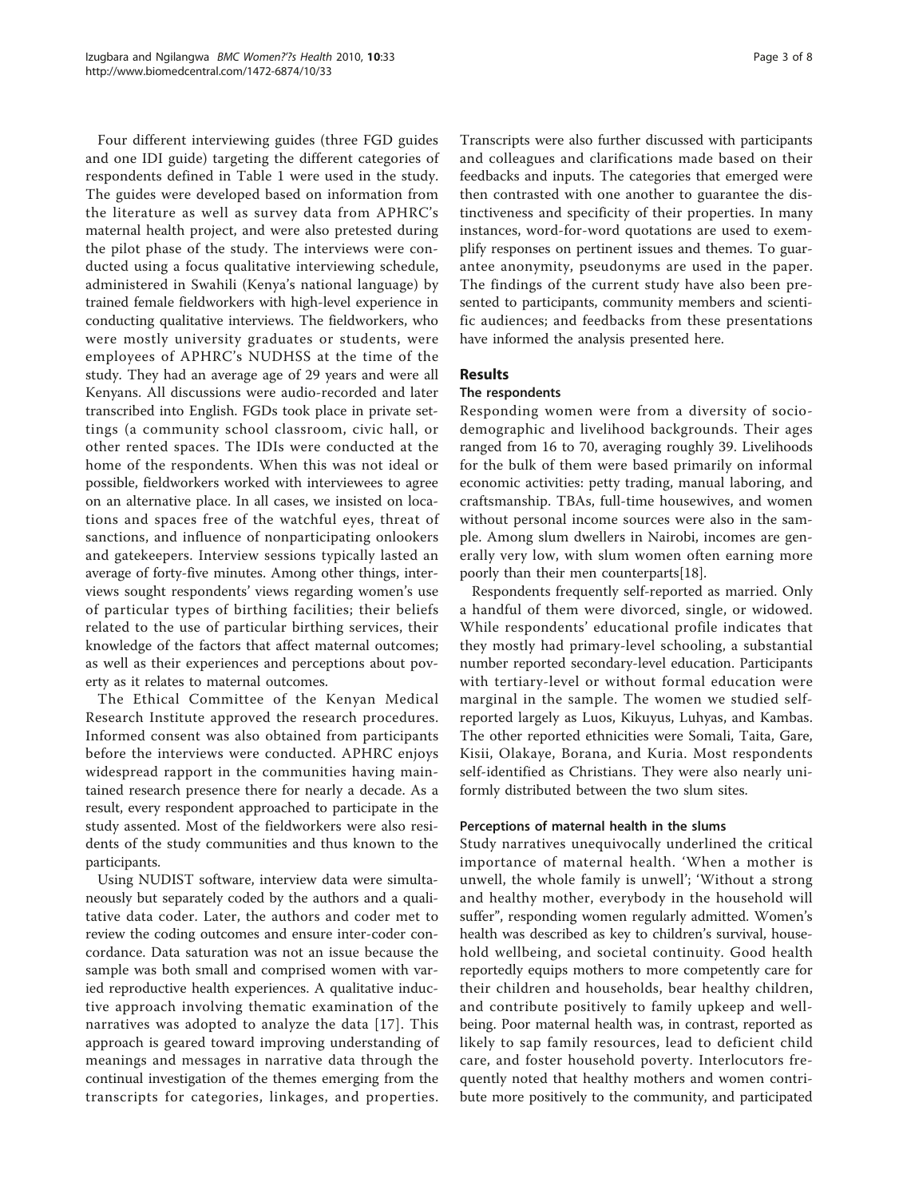Four different interviewing guides (three FGD guides and one IDI guide) targeting the different categories of respondents defined in Table 1 were used in the study. The guides were developed based on information from the literature as well as survey data from APHRC's maternal health project, and were also pretested during the pilot phase of the study. The interviews were conducted using a focus qualitative interviewing schedule, administered in Swahili (Kenya's national language) by trained female fieldworkers with high-level experience in conducting qualitative interviews. The fieldworkers, who were mostly university graduates or students, were employees of APHRC's NUDHSS at the time of the study. They had an average age of 29 years and were all Kenyans. All discussions were audio-recorded and later transcribed into English. FGDs took place in private settings (a community school classroom, civic hall, or other rented spaces. The IDIs were conducted at the home of the respondents. When this was not ideal or possible, fieldworkers worked with interviewees to agree on an alternative place. In all cases, we insisted on locations and spaces free of the watchful eyes, threat of sanctions, and influence of nonparticipating onlookers and gatekeepers. Interview sessions typically lasted an average of forty-five minutes. Among other things, interviews sought respondents' views regarding women's use of particular types of birthing facilities; their beliefs related to the use of particular birthing services, their knowledge of the factors that affect maternal outcomes; as well as their experiences and perceptions about poverty as it relates to maternal outcomes.

The Ethical Committee of the Kenyan Medical Research Institute approved the research procedures. Informed consent was also obtained from participants before the interviews were conducted. APHRC enjoys widespread rapport in the communities having maintained research presence there for nearly a decade. As a result, every respondent approached to participate in the study assented. Most of the fieldworkers were also residents of the study communities and thus known to the participants.

Using NUDIST software, interview data were simultaneously but separately coded by the authors and a qualitative data coder. Later, the authors and coder met to review the coding outcomes and ensure inter-coder concordance. Data saturation was not an issue because the sample was both small and comprised women with varied reproductive health experiences. A qualitative inductive approach involving thematic examination of the narratives was adopted to analyze the data [17]. This approach is geared toward improving understanding of meanings and messages in narrative data through the continual investigation of the themes emerging from the transcripts for categories, linkages, and properties. Transcripts were also further discussed with participants and colleagues and clarifications made based on their feedbacks and inputs. The categories that emerged were then contrasted with one another to guarantee the distinctiveness and specificity of their properties. In many instances, word-for-word quotations are used to exemplify responses on pertinent issues and themes. To guarantee anonymity, pseudonyms are used in the paper. The findings of the current study have also been presented to participants, community members and scientific audiences; and feedbacks from these presentations have informed the analysis presented here.

## Results

### The respondents

Responding women were from a diversity of socio-demographic and livelihood backgrounds. Their ages ranged from 16 to 70, averaging roughly 39. Livelihoods for the bulk of them were based primarily on informal economic activities: petty trading, manual laboring, and craftsmanship. TBAs, full-time housewives, and women without personal income sources were also in the sample. Among slum dwellers in Nairobi, incomes are generally very low, with slum women often earning more poorly than their men counterparts[18].

Respondents frequently self-reported as married. Only a handful of them were divorced, single, or widowed. While respondents' educational profile indicates that they mostly had primary-level schooling, a substantial number reported secondary-level education. Participants with tertiary-level or without formal education were marginal in the sample. The women we studied self-reported largely as Luos, Kikuyus, Luhyas, and Kambas. The other reported ethnicities were Somali, Taita, Gare, Kisii, Olakaye, Borana, and Kuria. Most respondents self-identified as Christians. They were also nearly uniformly distributed between the two slum sites.

### Perceptions of maternal health in the slums

Study narratives unequivocally underlined the critical importance of maternal health. 'When a mother is unwell, the whole family is unwell'; 'Without a strong and healthy mother, everybody in the household will suffer", responding women regularly admitted. Women's health was described as key to children's survival, household wellbeing, and societal continuity. Good health reportedly equips mothers to more competently care for their children and households, bear healthy children, and contribute positively to family upkeep and wellbeing. Poor maternal health was, in contrast, reported as likely to sap family resources, lead to deficient child care, and foster household poverty. Interlocutors frequently noted that healthy mothers and women contribute more positively to the community, and participated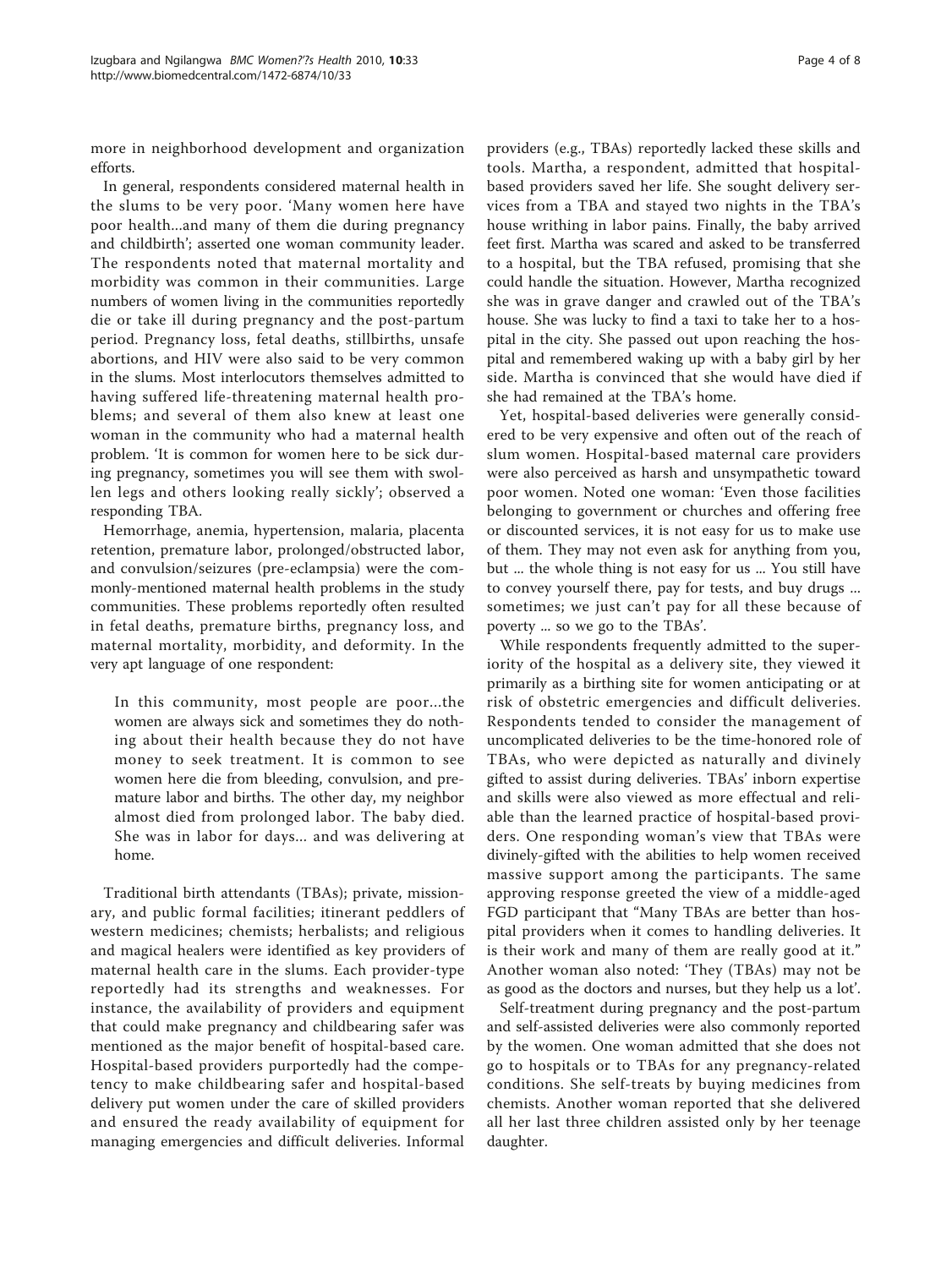more in neighborhood development and organization efforts.

In general, respondents considered maternal health in the slums to be very poor. 'Many women here have poor health...and many of them die during pregnancy and childbirth'; asserted one woman community leader. The respondents noted that maternal mortality and morbidity was common in their communities. Large numbers of women living in the communities reportedly die or take ill during pregnancy and the post-partum period. Pregnancy loss, fetal deaths, stillbirths, unsafe abortions, and HIV were also said to be very common in the slums. Most interlocutors themselves admitted to having suffered life-threatening maternal health problems; and several of them also knew at least one woman in the community who had a maternal health problem. 'It is common for women here to be sick during pregnancy, sometimes you will see them with swollen legs and others looking really sickly'; observed a responding TBA.

Hemorrhage, anemia, hypertension, malaria, placenta retention, premature labor, prolonged/obstructed labor, and convulsion/seizures (pre-eclampsia) were the commonly-mentioned maternal health problems in the study communities. These problems reportedly often resulted in fetal deaths, premature births, pregnancy loss, and maternal mortality, morbidity, and deformity. In the very apt language of one respondent:

> In this community, most people are poor...the women are always sick and sometimes they do nothing about their health because they do not have money to seek treatment. It is common to see women here die from bleeding, convulsion, and premature labor and births. The other day, my neighbor almost died from prolonged labor. The baby died. She was in labor for days... and was delivering at home.

Traditional birth attendants (TBAs); private, missionary, and public formal facilities; itinerant peddlers of western medicines; chemists; herbalists; and religious and magical healers were identified as key providers of maternal health care in the slums. Each provider-type reportedly had its strengths and weaknesses. For instance, the availability of providers and equipment that could make pregnancy and childbearing safer was mentioned as the major benefit of hospital-based care. Hospital-based providers purportedly had the competency to make childbearing safer and hospital-based delivery put women under the care of skilled providers and ensured the ready availability of equipment for managing emergencies and difficult deliveries. Informal providers (e.g., TBAs) reportedly lacked these skills and tools. Martha, a respondent, admitted that hospital-based providers saved her life. She sought delivery services from a TBA and stayed two nights in the TBA's house writhing in labor pains. Finally, the baby arrived feet first. Martha was scared and asked to be transferred to a hospital, but the TBA refused, promising that she could handle the situation. However, Martha recognized she was in grave danger and crawled out of the TBA's house. She was lucky to find a taxi to take her to a hospital in the city. She passed out upon reaching the hospital and remembered waking up with a baby girl by her side. Martha is convinced that she would have died if she had remained at the TBA's home.

Yet, hospital-based deliveries were generally considered to be very expensive and often out of the reach of slum women. Hospital-based maternal care providers were also perceived as harsh and unsympathetic toward poor women. Noted one woman: 'Even those facilities belonging to government or churches and offering free or discounted services, it is not easy for us to make use of them. They may not even ask for anything from you, but ... the whole thing is not easy for us ... You still have to convey yourself there, pay for tests, and buy drugs ... sometimes; we just can't pay for all these because of poverty ... so we go to the TBAs'.

While respondents frequently admitted to the superiority of the hospital as a delivery site, they viewed it primarily as a birthing site for women anticipating or at risk of obstetric emergencies and difficult deliveries. Respondents tended to consider the management of uncomplicated deliveries to be the time-honored role of TBAs, who were depicted as naturally and divinely gifted to assist during deliveries. TBAs' inborn expertise and skills were also viewed as more effectual and reliable than the learned practice of hospital-based providers. One responding woman's view that TBAs were divinely-gifted with the abilities to help women received massive support among the participants. The same approving response greeted the view of a middle-aged FGD participant that "Many TBAs are better than hospital providers when it comes to handling deliveries. It is their work and many of them are really good at it." Another woman also noted: 'They (TBAs) may not be as good as the doctors and nurses, but they help us a lot'.

Self-treatment during pregnancy and the post-partum and self-assisted deliveries were also commonly reported by the women. One woman admitted that she does not go to hospitals or to TBAs for any pregnancy-related conditions. She self-treats by buying medicines from chemists. Another woman reported that she delivered all her last three children assisted only by her teenage daughter.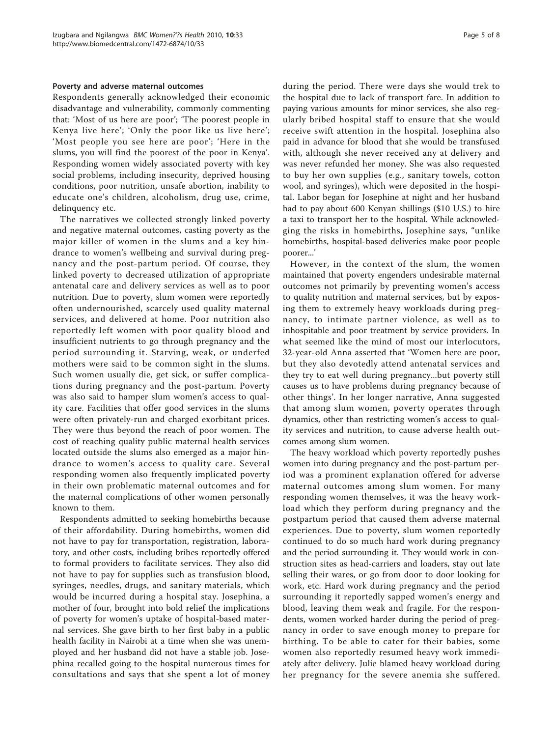#### Poverty and adverse maternal outcomes

Respondents generally acknowledged their economic disadvantage and vulnerability, commonly commenting that: 'Most of us here are poor'; 'The poorest people in Kenya live here'; 'Only the poor like us live here'; 'Most people you see here are poor'; 'Here in the slums, you will find the poorest of the poor in Kenya'. Responding women widely associated poverty with key social problems, including insecurity, deprived housing conditions, poor nutrition, unsafe abortion, inability to educate one's children, alcoholism, drug use, crime, delinquency etc.

The narratives we collected strongly linked poverty and negative maternal outcomes, casting poverty as the major killer of women in the slums and a key hindrance to women's wellbeing and survival during pregnancy and the post-partum period. Of course, they linked poverty to decreased utilization of appropriate antenatal care and delivery services as well as to poor nutrition. Due to poverty, slum women were reportedly often undernourished, scarcely used quality maternal services, and delivered at home. Poor nutrition also reportedly left women with poor quality blood and insufficient nutrients to go through pregnancy and the period surrounding it. Starving, weak, or underfed mothers were said to be common sight in the slums. Such women usually die, get sick, or suffer complications during pregnancy and the post-partum. Poverty was also said to hamper slum women's access to quality care. Facilities that offer good services in the slums were often privately-run and charged exorbitant prices. They were thus beyond the reach of poor women. The cost of reaching quality public maternal health services located outside the slums also emerged as a major hindrance to women's access to quality care. Several responding women also frequently implicated poverty in their own problematic maternal outcomes and for the maternal complications of other women personally known to them.

Respondents admitted to seeking homebirths because of their affordability. During homebirths, women did not have to pay for transportation, registration, laboratory, and other costs, including bribes reportedly offered to formal providers to facilitate services. They also did not have to pay for supplies such as transfusion blood, syringes, needles, drugs, and sanitary materials, which would be incurred during a hospital stay. Josephina, a mother of four, brought into bold relief the implications of poverty for women's uptake of hospital-based maternal services. She gave birth to her first baby in a public health facility in Nairobi at a time when she was unemployed and her husband did not have a stable job. Josephina recalled going to the hospital numerous times for consultations and says that she spent a lot of money during the period. There were days she would trek to the hospital due to lack of transport fare. In addition to paying various amounts for minor services, she also regularly bribed hospital staff to ensure that she would receive swift attention in the hospital. Josephina also paid in advance for blood that she would be transfused with, although she never received any at delivery and was never refunded her money. She was also requested to buy her own supplies (e.g., sanitary towels, cotton wool, and syringes), which were deposited in the hospital. Labor began for Josephine at night and her husband had to pay about 600 Kenyan shillings ($10 U.S.) to hire a taxi to transport her to the hospital. While acknowledging the risks in homebirths, Josephine says, "unlike homebirths, hospital-based deliveries make poor people poorer...'

However, in the context of the slum, the women maintained that poverty engenders undesirable maternal outcomes not primarily by preventing women's access to quality nutrition and maternal services, but by exposing them to extremely heavy workloads during pregnancy, to intimate partner violence, as well as to inhospitable and poor treatment by service providers. In what seemed like the mind of most our interlocutors, 32-year-old Anna asserted that 'Women here are poor, but they also devotedly attend antenatal services and they try to eat well during pregnancy...but poverty still causes us to have problems during pregnancy because of other things'. In her longer narrative, Anna suggested that among slum women, poverty operates through dynamics, other than restricting women's access to quality services and nutrition, to cause adverse health outcomes among slum women.

The heavy workload which poverty reportedly pushes women into during pregnancy and the post-partum period was a prominent explanation offered for adverse maternal outcomes among slum women. For many responding women themselves, it was the heavy workload which they perform during pregnancy and the postpartum period that caused them adverse maternal experiences. Due to poverty, slum women reportedly continued to do so much hard work during pregnancy and the period surrounding it. They would work in construction sites as head-carriers and loaders, stay out late selling their wares, or go from door to door looking for work, etc. Hard work during pregnancy and the period surrounding it reportedly sapped women's energy and blood, leaving them weak and fragile. For the respondents, women worked harder during the period of pregnancy in order to save enough money to prepare for birthing. To be able to cater for their babies, some women also reportedly resumed heavy work immediately after delivery. Julie blamed heavy workload during her pregnancy for the severe anemia she suffered.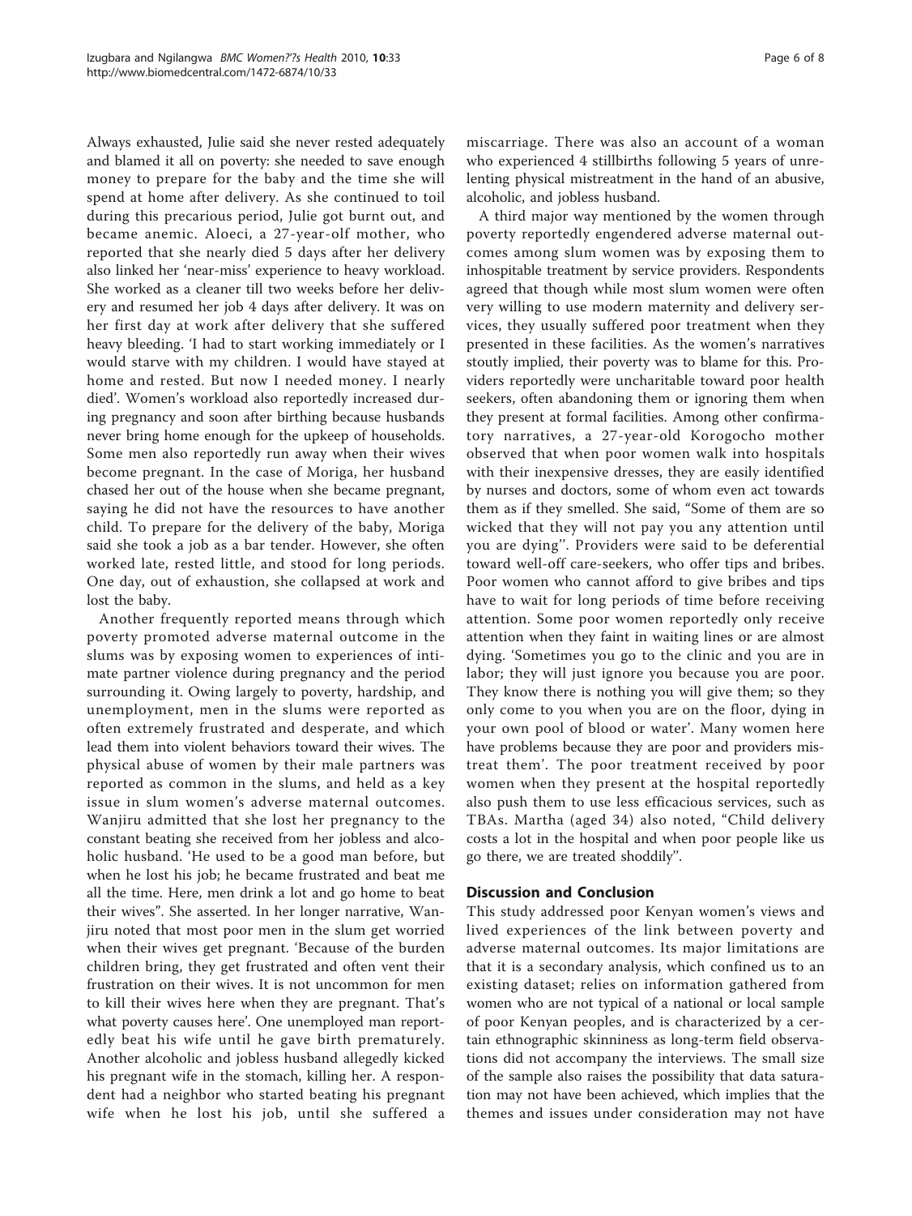Always exhausted, Julie said she never rested adequately and blamed it all on poverty: she needed to save enough money to prepare for the baby and the time she will spend at home after delivery. As she continued to toil during this precarious period, Julie got burnt out, and became anemic. Aloeci, a 27-year-olf mother, who reported that she nearly died 5 days after her delivery also linked her 'near-miss' experience to heavy workload. She worked as a cleaner till two weeks before her delivery and resumed her job 4 days after delivery. It was on her first day at work after delivery that she suffered heavy bleeding. 'I had to start working immediately or I would starve with my children. I would have stayed at home and rested. But now I needed money. I nearly died'. Women's workload also reportedly increased during pregnancy and soon after birthing because husbands never bring home enough for the upkeep of households. Some men also reportedly run away when their wives become pregnant. In the case of Moriga, her husband chased her out of the house when she became pregnant, saying he did not have the resources to have another child. To prepare for the delivery of the baby, Moriga said she took a job as a bar tender. However, she often worked late, rested little, and stood for long periods. One day, out of exhaustion, she collapsed at work and lost the baby.

Another frequently reported means through which poverty promoted adverse maternal outcome in the slums was by exposing women to experiences of intimate partner violence during pregnancy and the period surrounding it. Owing largely to poverty, hardship, and unemployment, men in the slums were reported as often extremely frustrated and desperate, and which lead them into violent behaviors toward their wives. The physical abuse of women by their male partners was reported as common in the slums, and held as a key issue in slum women's adverse maternal outcomes. Wanjiru admitted that she lost her pregnancy to the constant beating she received from her jobless and alcoholic husband. 'He used to be a good man before, but when he lost his job; he became frustrated and beat me all the time. Here, men drink a lot and go home to beat their wives". She asserted. In her longer narrative, Wanjiru noted that most poor men in the slum get worried when their wives get pregnant. 'Because of the burden children bring, they get frustrated and often vent their frustration on their wives. It is not uncommon for men to kill their wives here when they are pregnant. That's what poverty causes here'. One unemployed man reportedly beat his wife until he gave birth prematurely. Another alcoholic and jobless husband allegedly kicked his pregnant wife in the stomach, killing her. A respondent had a neighbor who started beating his pregnant wife when he lost his job, until she suffered a miscarriage. There was also an account of a woman who experienced 4 stillbirths following 5 years of unrelenting physical mistreatment in the hand of an abusive, alcoholic, and jobless husband.

A third major way mentioned by the women through poverty reportedly engendered adverse maternal outcomes among slum women was by exposing them to inhospitable treatment by service providers. Respondents agreed that though while most slum women were often very willing to use modern maternity and delivery services, they usually suffered poor treatment when they presented in these facilities. As the women's narratives stoutly implied, their poverty was to blame for this. Providers reportedly were uncharitable toward poor health seekers, often abandoning them or ignoring them when they present at formal facilities. Among other confirmatory narratives, a 27-year-old Korogocho mother observed that when poor women walk into hospitals with their inexpensive dresses, they are easily identified by nurses and doctors, some of whom even act towards them as if they smelled. She said, "Some of them are so wicked that they will not pay you any attention until you are dying''. Providers were said to be deferential toward well-off care-seekers, who offer tips and bribes. Poor women who cannot afford to give bribes and tips have to wait for long periods of time before receiving attention. Some poor women reportedly only receive attention when they faint in waiting lines or are almost dying. 'Sometimes you go to the clinic and you are in labor; they will just ignore you because you are poor. They know there is nothing you will give them; so they only come to you when you are on the floor, dying in your own pool of blood or water'. Many women here have problems because they are poor and providers mistreat them'. The poor treatment received by poor women when they present at the hospital reportedly also push them to use less efficacious services, such as TBAs. Martha (aged 34) also noted, "Child delivery costs a lot in the hospital and when poor people like us go there, we are treated shoddily''.

## Discussion and Conclusion

This study addressed poor Kenyan women's views and lived experiences of the link between poverty and adverse maternal outcomes. Its major limitations are that it is a secondary analysis, which confined us to an existing dataset; relies on information gathered from women who are not typical of a national or local sample of poor Kenyan peoples, and is characterized by a certain ethnographic skinniness as long-term field observations did not accompany the interviews. The small size of the sample also raises the possibility that data saturation may not have been achieved, which implies that the themes and issues under consideration may not have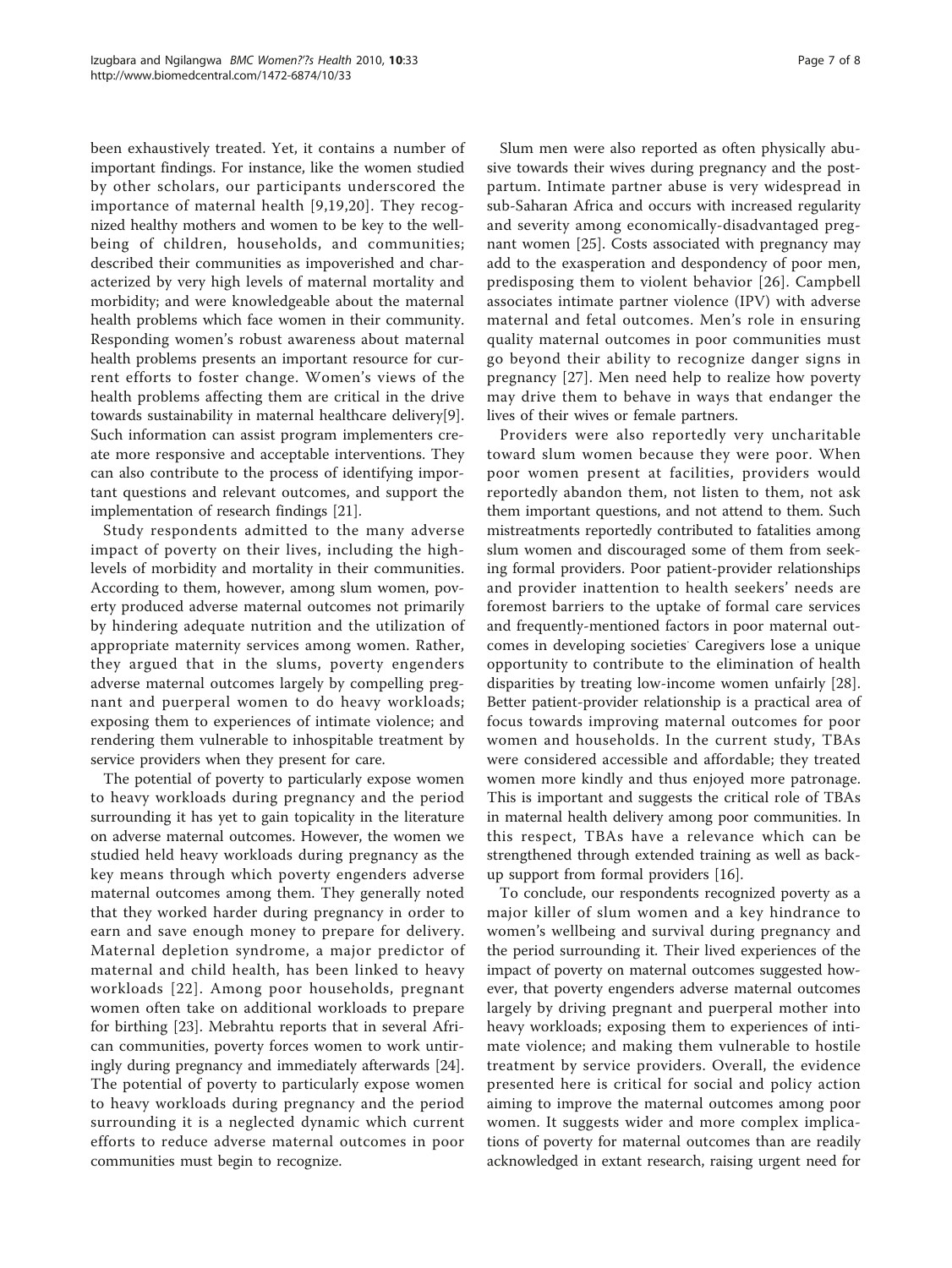been exhaustively treated. Yet, it contains a number of important findings. For instance, like the women studied by other scholars, our participants underscored the importance of maternal health [9,19,20]. They recognized healthy mothers and women to be key to the well-being of children, households, and communities; described their communities as impoverished and characterized by very high levels of maternal mortality and morbidity; and were knowledgeable about the maternal health problems which face women in their community. Responding women's robust awareness about maternal health problems presents an important resource for current efforts to foster change. Women's views of the health problems affecting them are critical in the drive towards sustainability in maternal healthcare delivery[9]. Such information can assist program implementers create more responsive and acceptable interventions. They can also contribute to the process of identifying important questions and relevant outcomes, and support the implementation of research findings [21].

Study respondents admitted to the many adverse impact of poverty on their lives, including the high-levels of morbidity and mortality in their communities. According to them, however, among slum women, poverty produced adverse maternal outcomes not primarily by hindering adequate nutrition and the utilization of appropriate maternity services among women. Rather, they argued that in the slums, poverty engenders adverse maternal outcomes largely by compelling pregnant and puerperal women to do heavy workloads; exposing them to experiences of intimate violence; and rendering them vulnerable to inhospitable treatment by service providers when they present for care.

The potential of poverty to particularly expose women to heavy workloads during pregnancy and the period surrounding it has yet to gain topicality in the literature on adverse maternal outcomes. However, the women we studied held heavy workloads during pregnancy as the key means through which poverty engenders adverse maternal outcomes among them. They generally noted that they worked harder during pregnancy in order to earn and save enough money to prepare for delivery. Maternal depletion syndrome, a major predictor of maternal and child health, has been linked to heavy workloads [22]. Among poor households, pregnant women often take on additional workloads to prepare for birthing [23]. Mebrahtu reports that in several African communities, poverty forces women to work untiringly during pregnancy and immediately afterwards [24]. The potential of poverty to particularly expose women to heavy workloads during pregnancy and the period surrounding it is a neglected dynamic which current efforts to reduce adverse maternal outcomes in poor communities must begin to recognize.

Slum men were also reported as often physically abusive towards their wives during pregnancy and the post-partum. Intimate partner abuse is very widespread in sub-Saharan Africa and occurs with increased regularity and severity among economically-disadvantaged pregnant women [25]. Costs associated with pregnancy may add to the exasperation and despondency of poor men, predisposing them to violent behavior [26]. Campbell associates intimate partner violence (IPV) with adverse maternal and fetal outcomes. Men's role in ensuring quality maternal outcomes in poor communities must go beyond their ability to recognize danger signs in pregnancy [27]. Men need help to realize how poverty may drive them to behave in ways that endanger the lives of their wives or female partners.

Providers were also reportedly very uncharitable toward slum women because they were poor. When poor women present at facilities, providers would reportedly abandon them, not listen to them, not ask them important questions, and not attend to them. Such mistreatments reportedly contributed to fatalities among slum women and discouraged some of them from seeking formal providers. Poor patient-provider relationships and provider inattention to health seekers' needs are foremost barriers to the uptake of formal care services and frequently-mentioned factors in poor maternal outcomes in developing societies. Caregivers lose a unique opportunity to contribute to the elimination of health disparities by treating low-income women unfairly [28]. Better patient-provider relationship is a practical area of focus towards improving maternal outcomes for poor women and households. In the current study, TBAs were considered accessible and affordable; they treated women more kindly and thus enjoyed more patronage. This is important and suggests the critical role of TBAs in maternal health delivery among poor communities. In this respect, TBAs have a relevance which can be strengthened through extended training as well as back-up support from formal providers [16].

To conclude, our respondents recognized poverty as a major killer of slum women and a key hindrance to women's wellbeing and survival during pregnancy and the period surrounding it. Their lived experiences of the impact of poverty on maternal outcomes suggested however, that poverty engenders adverse maternal outcomes largely by driving pregnant and puerperal mother into heavy workloads; exposing them to experiences of intimate violence; and making them vulnerable to hostile treatment by service providers. Overall, the evidence presented here is critical for social and policy action aiming to improve the maternal outcomes among poor women. It suggests wider and more complex implications of poverty for maternal outcomes than are readily acknowledged in extant research, raising urgent need for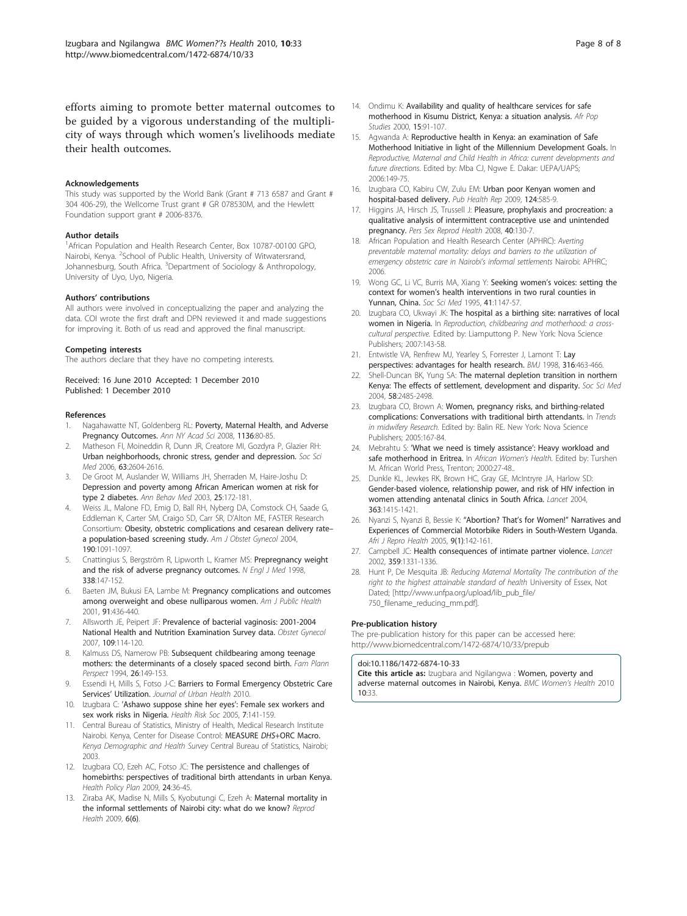efforts aiming to promote better maternal outcomes to be guided by a vigorous understanding of the multiplicity of ways through which women's livelihoods mediate their health outcomes.

#### Acknowledgements

This study was supported by the World Bank (Grant # 713 6587 and Grant # 304 406-29), the Wellcome Trust grant # GR 078530M, and the Hewlett Foundation support grant # 2006-8376.

#### Author details

[1]African Population and Health Research Center, Box 10787-00100 GPO, Nairobi, Kenya. [2]School of Public Health, University of Witwatersrand, Johannesburg, South Africa. [3]Department of Sociology & Anthropology, University of Uyo, Uyo, Nigeria.

#### Authors' contributions

All authors were involved in conceptualizing the paper and analyzing the data. COI wrote the first draft and DPN reviewed it and made suggestions for improving it. Both of us read and approved the final manuscript.

#### Competing interests

The authors declare that they have no competing interests.

Received: 16 June 2010 Accepted: 1 December 2010
Published: 1 December 2010

#### References

1. Nagahawatte NT, Goldenberg RL: **Poverty, Maternal Health, and Adverse Pregnancy Outcomes.** *Ann NY Acad Sci* 2008, **1136**:80-85.
2. Matheson FI, Moineddin R, Dunn JR, Creatore MI, Gozdyra P, Glazier RH: **Urban neighborhoods, chronic stress, gender and depression.** *Soc Sci Med* 2006, **63**:2604-2616.
3. De Groot M, Auslander W, Williams JH, Sherraden M, Haire-Joshu D: **Depression and poverty among African American women at risk for type 2 diabetes.** *Ann Behav Med* 2003, **25**:172-181.
4. Weiss JL, Malone FD, Emig D, Ball RH, Nyberg DA, Comstock CH, Saade G, Eddleman K, Carter SM, Craigo SD, Carr SR, D'Alton ME, FASTER Research Consortium: **Obesity, obstetric complications and cesarean delivery rate–a population-based screening study.** *Am J Obstet Gynecol* 2004, **190**:1091-1097.
5. Cnattingius S, Bergström R, Lipworth L, Kramer MS: **Prepregnancy weight and the risk of adverse pregnancy outcomes.** *N Engl J Med* 1998, **338**:147-152.
6. Baeten JM, Bukusi EA, Lambe M: **Pregnancy complications and outcomes among overweight and obese nulliparous women.** *Am J Public Health* 2001, **91**:436-440.
7. Allsworth JE, Peipert JF: **Prevalence of bacterial vaginosis: 2001-2004 National Health and Nutrition Examination Survey data.** *Obstet Gynecol* 2007, **109**:114-120.
8. Kalmuss DS, Namerow PB: **Subsequent childbearing among teenage mothers: the determinants of a closely spaced second birth.** *Fam Plann Perspect* 1994, **26**:149-153.
9. Essendi H, Mills S, Fotso J-C: **Barriers to Formal Emergency Obstetric Care Services' Utilization.** *Journal of Urban Health* 2010.
10. Izugbara C: **'Ashawo suppose shine her eyes': Female sex workers and sex work risks in Nigeria.** *Health Risk Soc* 2005, **7**:141-159.
11. Central Bureau of Statistics, Ministry of Health, Medical Research Institute Nairobi. Kenya, Center for Disease Control: **MEASURE** *DHS*+**ORC Macro.** *Kenya Demographic and Health Survey* Central Bureau of Statistics, Nairobi; 2003.
12. Izugbara CO, Ezeh AC, Fotso JC: **The persistence and challenges of homebirths: perspectives of traditional birth attendants in urban Kenya.** *Health Policy Plan* 2009, **24**:36-45.
13. Ziraba AK, Madise N, Mills S, Kyobutungi C, Ezeh A: **Maternal mortality in the informal settlements of Nairobi city: what do we know?** *Reprod Health* 2009, **6(6)**.
14. Ondimu K: **Availability and quality of healthcare services for safe motherhood in Kisumu District, Kenya: a situation analysis.** *Afr Pop Studies* 2000, **15**:91-107.
15. Agwanda A: **Reproductive health in Kenya: an examination of Safe Motherhood Initiative in light of the Millennium Development Goals.** In *Reproductive, Maternal and Child Health in Africa: current developments and future directions.* Edited by: Mba CJ, Ngwe E. Dakar: UEPA/UAPS; 2006:149-75.
16. Izugbara CO, Kabiru CW, Zulu EM: **Urban poor Kenyan women and hospital-based delivery.** *Pub Health Rep* 2009, **124**:585-9.
17. Higgins JA, Hirsch JS, Trussell J: **Pleasure, prophylaxis and procreation: a qualitative analysis of intermittent contraceptive use and unintended pregnancy.** *Pers Sex Reprod Health* 2008, **40**:130-7.
18. African Population and Health Research Center (APHRC): *Averting preventable maternal mortality: delays and barriers to the utilization of emergency obstetric care in Nairobi's informal settlements* Nairobi: APHRC; 2006.
19. Wong GC, Li VC, Burris MA, Xiang Y: **Seeking women's voices: setting the context for women's health interventions in two rural counties in Yunnan, China.** *Soc Sci Med* 1995, **41**:1147-57.
20. Izugbara CO, Ukwayi JK: **The hospital as a birthing site: narratives of local women in Nigeria.** In *Reproduction, childbearing and motherhood: a cross-cultural perspective.* Edited by: Liamputtong P. New York: Nova Science Publishers; 2007:143-58.
21. Entwistle VA, Renfrew MJ, Yearley S, Forrester J, Lamont T: **Lay perspectives: advantages for health research.** *BMJ* 1998, **316**:463-466.
22. Shell-Duncan BK, Yung SA: **The maternal depletion transition in northern Kenya: The effects of settlement, development and disparity.** *Soc Sci Med* 2004, **58**:2485-2498.
23. Izugbara CO, Brown A: **Women, pregnancy risks, and birthing-related complications: Conversations with traditional birth attendants.** In *Trends in midwifery Research.* Edited by: Balin RE. New York: Nova Science Publishers; 2005:167-84.
24. Mebrahtu S: **'What we need is timely assistance': Heavy workload and safe motherhood in Eritrea.** In *African Women's Health.* Edited by: Turshen M. African World Press, Trenton; 2000:27-48..
25. Dunkle KL, Jewkes RK, Brown HC, Gray GE, McIntryre JA, Harlow SD: **Gender-based violence, relationship power, and risk of HIV infection in women attending antenatal clinics in South Africa.** *Lancet* 2004, **363**:1415-1421.
26. Nyanzi S, Nyanzi B, Bessie K: **"Abortion? That's for Women!" Narratives and Experiences of Commercial Motorbike Riders in South-Western Uganda.** *Afri J Repro Health* 2005, **9(1)**:142-161.
27. Campbell JC: **Health consequences of intimate partner violence.** *Lancet* 2002, **359**:1331-1336.
28. Hunt P, De Mesquita JB: *Reducing Maternal Mortality The contribution of the right to the highest attainable standard of health* University of Essex, Not Dated; [http://www.unfpa.org/upload/lib_pub_file/750_filename_reducing_mm.pdf].

#### Pre-publication history

The pre-publication history for this paper can be accessed here: http://www.biomedcentral.com/1472-6874/10/33/prepub

doi:10.1186/1472-6874-10-33

**Cite this article as:** Izugbara and Ngilangwa : Women, poverty and adverse maternal outcomes in Nairobi, Kenya. *BMC Women's Health* 2010 **10**:33.